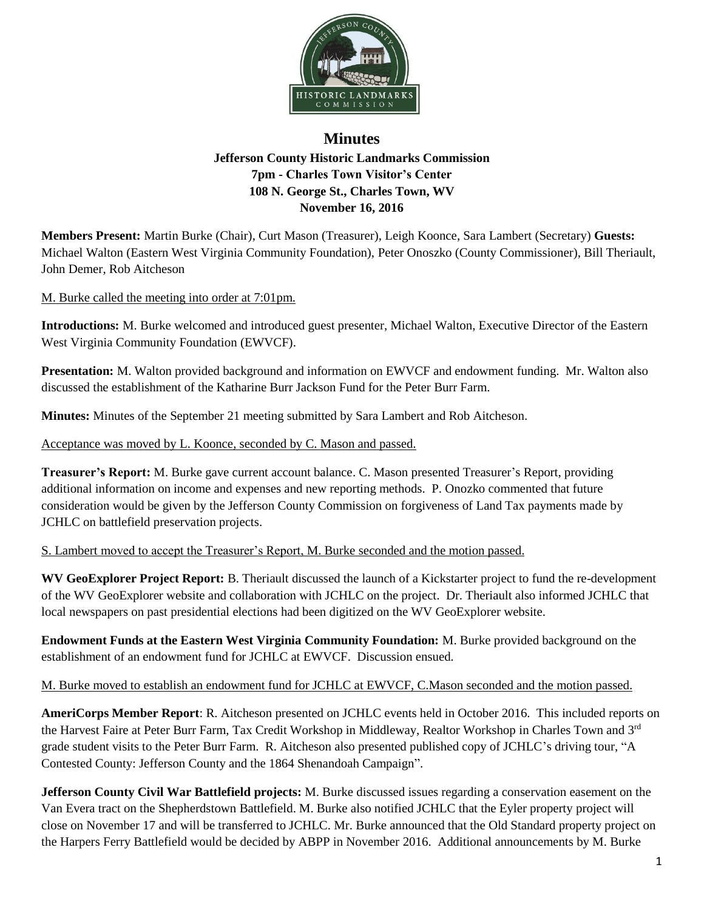# Minutes

**Jefferson County Historic Landmarks Commission**
**7pm - Charles Town Visitor's Center**
**108 N. George St., Charles Town, WV**
**November 16, 2016**

**Members Present:** Martin Burke (Chair), Curt Mason (Treasurer), Leigh Koonce, Sara Lambert (Secretary) **Guests:** Michael Walton (Eastern West Virginia Community Foundation), Peter Onoszko (County Commissioner), Bill Theriault, John Demer, Rob Aitcheson

M. Burke called the meeting into order at 7:01pm.

**Introductions:** M. Burke welcomed and introduced guest presenter, Michael Walton, Executive Director of the Eastern West Virginia Community Foundation (EWVCF).

**Presentation:** M. Walton provided background and information on EWVCF and endowment funding. Mr. Walton also discussed the establishment of the Katharine Burr Jackson Fund for the Peter Burr Farm.

**Minutes:** Minutes of the September 21 meeting submitted by Sara Lambert and Rob Aitcheson.

Acceptance was moved by L. Koonce, seconded by C. Mason and passed.

**Treasurer's Report:** M. Burke gave current account balance. C. Mason presented Treasurer's Report, providing additional information on income and expenses and new reporting methods. P. Onozko commented that future consideration would be given by the Jefferson County Commission on forgiveness of Land Tax payments made by JCHLC on battlefield preservation projects.

S. Lambert moved to accept the Treasurer's Report, M. Burke seconded and the motion passed.

**WV GeoExplorer Project Report:** B. Theriault discussed the launch of a Kickstarter project to fund the re-development of the WV GeoExplorer website and collaboration with JCHLC on the project. Dr. Theriault also informed JCHLC that local newspapers on past presidential elections had been digitized on the WV GeoExplorer website.

**Endowment Funds at the Eastern West Virginia Community Foundation:** M. Burke provided background on the establishment of an endowment fund for JCHLC at EWVCF. Discussion ensued.

M. Burke moved to establish an endowment fund for JCHLC at EWVCF, C.Mason seconded and the motion passed.

**AmeriCorps Member Report**: R. Aitcheson presented on JCHLC events held in October 2016. This included reports on the Harvest Faire at Peter Burr Farm, Tax Credit Workshop in Middleway, Realtor Workshop in Charles Town and 3rd grade student visits to the Peter Burr Farm. R. Aitcheson also presented published copy of JCHLC's driving tour, "A Contested County: Jefferson County and the 1864 Shenandoah Campaign".

**Jefferson County Civil War Battlefield projects:** M. Burke discussed issues regarding a conservation easement on the Van Evera tract on the Shepherdstown Battlefield. M. Burke also notified JCHLC that the Eyler property project will close on November 17 and will be transferred to JCHLC. Mr. Burke announced that the Old Standard property project on the Harpers Ferry Battlefield would be decided by ABPP in November 2016. Additional announcements by M. Burke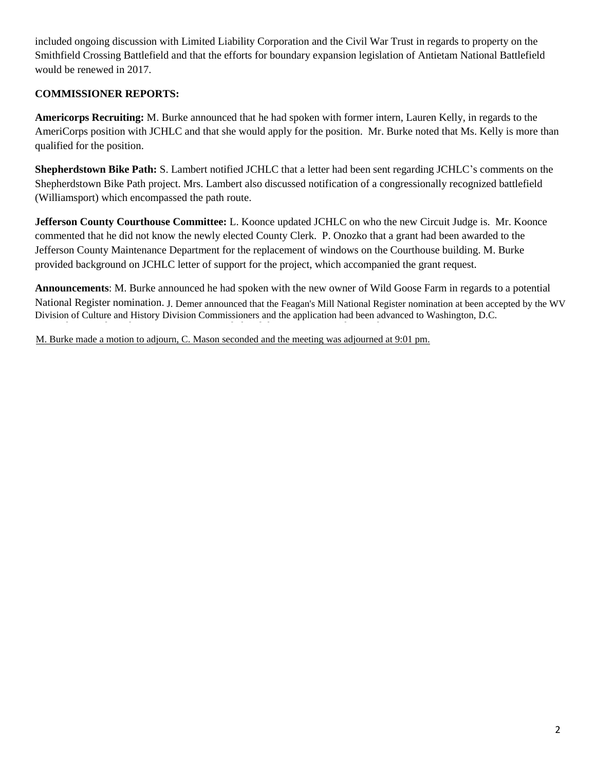included ongoing discussion with Limited Liability Corporation and the Civil War Trust in regards to property on the Smithfield Crossing Battlefield and that the efforts for boundary expansion legislation of Antietam National Battlefield would be renewed in 2017.

**COMMISSIONER REPORTS:**

**Americorps Recruiting:** M. Burke announced that he had spoken with former intern, Lauren Kelly, in regards to the AmeriCorps position with JCHLC and that she would apply for the position. Mr. Burke noted that Ms. Kelly is more than qualified for the position.

**Shepherdstown Bike Path:** S. Lambert notified JCHLC that a letter had been sent regarding JCHLC's comments on the Shepherdstown Bike Path project. Mrs. Lambert also discussed notification of a congressionally recognized battlefield (Williamsport) which encompassed the path route.

**Jefferson County Courthouse Committee:** L. Koonce updated JCHLC on who the new Circuit Judge is. Mr. Koonce commented that he did not know the newly elected County Clerk. P. Onozko that a grant had been awarded to the Jefferson County Maintenance Department for the replacement of windows on the Courthouse building. M. Burke provided background on JCHLC letter of support for the project, which accompanied the grant request.

**Announcements**: M. Burke announced he had spoken with the new owner of Wild Goose Farm in regards to a potential National Register nomination. J. Demer announced that the Feagan's Mill National Register nomination at been accepted by the WV Division of Culture and History Division Commissioners and the application had been advanced to Washington, D.C.

M. Burke made a motion to adjourn, C. Mason seconded and the meeting was adjourned at 9:01 pm.